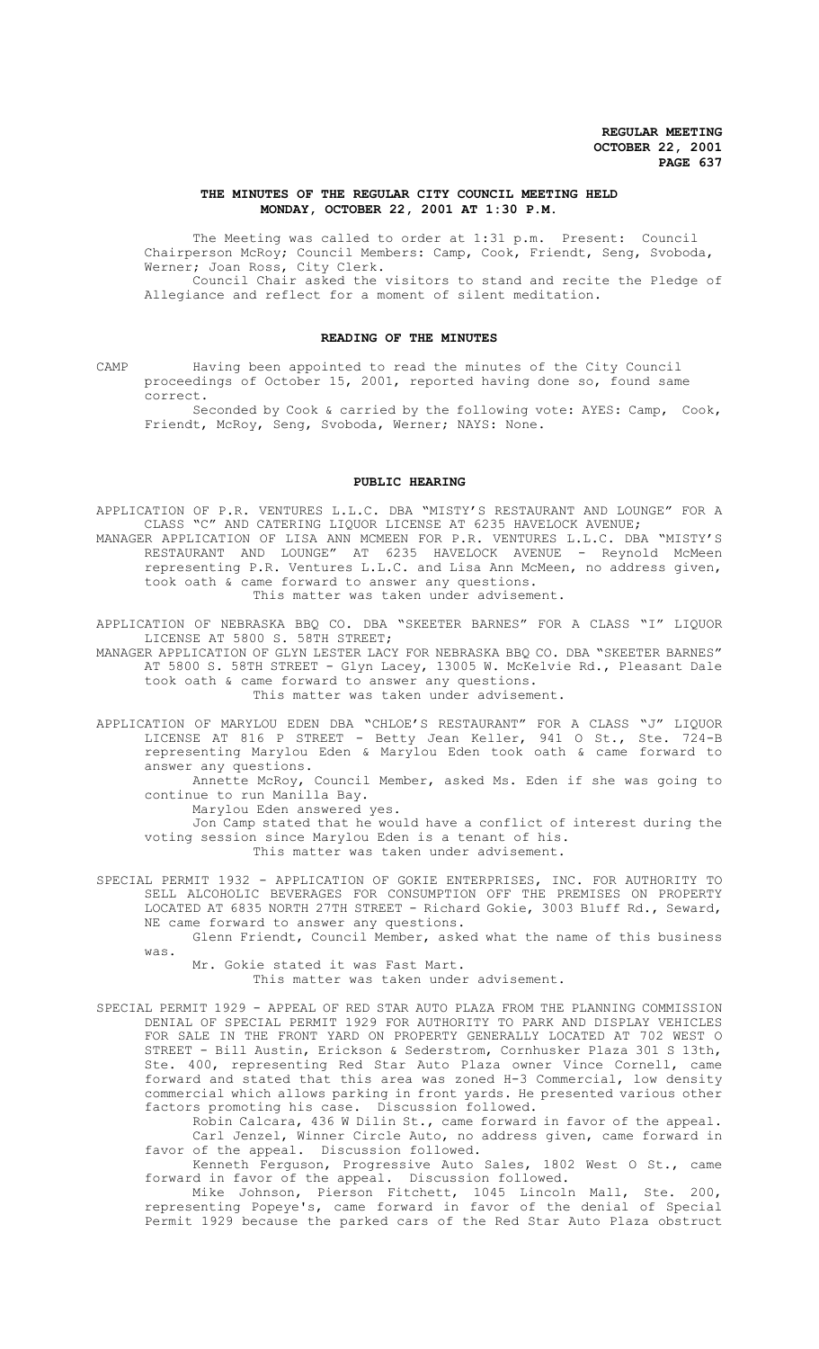# THE MINUTES OF THE REGULAR CITY COUNCIL MEETING HELD MONDAY, OCTOBER 22, 2001 AT 1:30 P.M.

The Meeting was called to order at 1:31 p.m. Present: Council Chairperson McRoy; Council Members: Camp, Cook, Friendt, Seng, Svoboda, Werner; Joan Ross, City Clerk.

Council Chair asked the visitors to stand and recite the Pledge of Allegiance and reflect for a moment of silent meditation.

## READING OF THE MINUTES

CAMP Having been appointed to read the minutes of the City Council proceedings of October 15, 2001, reported having done so, found same correct.

Seconded by Cook & carried by the following vote: AYES: Camp, Cook, Friendt, McRoy, Seng, Svoboda, Werner; NAYS: None.

## PUBLIC HEARING

APPLICATION OF P.R. VENTURES L.L.C. DBA "MISTY'S RESTAURANT AND LOUNGE" FOR A CLASS "C" AND CATERING LIQUOR LICENSE AT 6235 HAVELOCK AVENUE;

MANAGER APPLICATION OF LISA ANN MCMEEN FOR P.R. VENTURES L.L.C. DBA "MISTY'S RESTAURANT AND LOUNGE" AT 6235 HAVELOCK AVENUE - Reynold McMeen representing P.R. Ventures L.L.C. and Lisa Ann McMeen, no address given, took oath & came forward to answer any questions.

This matter was taken under advisement.

APPLICATION OF NEBRASKA BBQ CO. DBA "SKEETER BARNES" FOR A CLASS "I" LIQUOR LICENSE AT 5800 S. 58TH STREET;

MANAGER APPLICATION OF GLYN LESTER LACY FOR NEBRASKA BBQ CO. DBA "SKEETER BARNES" AT 5800 S. 58TH STREET - Glyn Lacey, 13005 W. McKelvie Rd., Pleasant Dale took oath & came forward to answer any questions.

This matter was taken under advisement.

APPLICATION OF MARYLOU EDEN DBA "CHLOE'S RESTAURANT" FOR A CLASS "J" LIQUOR LICENSE AT 816 P STREET - Betty Jean Keller, 941 O St., Ste. 724-B representing Marylou Eden & Marylou Eden took oath & came forward to answer any questions.

Annette McRoy, Council Member, asked Ms. Eden if she was going to continue to run Manilla Bay.

Marylou Eden answered yes.

Jon Camp stated that he would have a conflict of interest during the voting session since Marylou Eden is a tenant of his.

This matter was taken under advisement.

SPECIAL PERMIT 1932 - APPLICATION OF GOKIE ENTERPRISES, INC. FOR AUTHORITY TO SELL ALCOHOLIC BEVERAGES FOR CONSUMPTION OFF THE PREMISES ON PROPERTY LOCATED AT 6835 NORTH 27TH STREET - Richard Gokie, 3003 Bluff Rd., Seward, NE came forward to answer any questions.

Glenn Friendt, Council Member, asked what the name of this business was.

Mr. Gokie stated it was Fast Mart.

This matter was taken under advisement.

SPECIAL PERMIT 1929 - APPEAL OF RED STAR AUTO PLAZA FROM THE PLANNING COMMISSION DENIAL OF SPECIAL PERMIT 1929 FOR AUTHORITY TO PARK AND DISPLAY VEHICLES FOR SALE IN THE FRONT YARD ON PROPERTY GENERALLY LOCATED AT 702 WEST O STREET - Bill Austin, Erickson & Sederstrom, Cornhusker Plaza 301 S 13th, Ste. 400, representing Red Star Auto Plaza owner Vince Cornell, came forward and stated that this area was zoned H-3 Commercial, low density commercial which allows parking in front yards. He presented various other factors promoting his case. Discussion followed.

Robin Calcara, 436 W Dilin St., came forward in favor of the appeal.

Carl Jenzel, Winner Circle Auto, no address given, came forward in favor of the appeal. Discussion followed.

Kenneth Ferguson, Progressive Auto Sales, 1802 West O St., came forward in favor of the appeal. Discussion followed.

Mike Johnson, Pierson Fitchett, 1045 Lincoln Mall, Ste. 200, representing Popeye's, came forward in favor of the denial of Special Permit 1929 because the parked cars of the Red Star Auto Plaza obstruct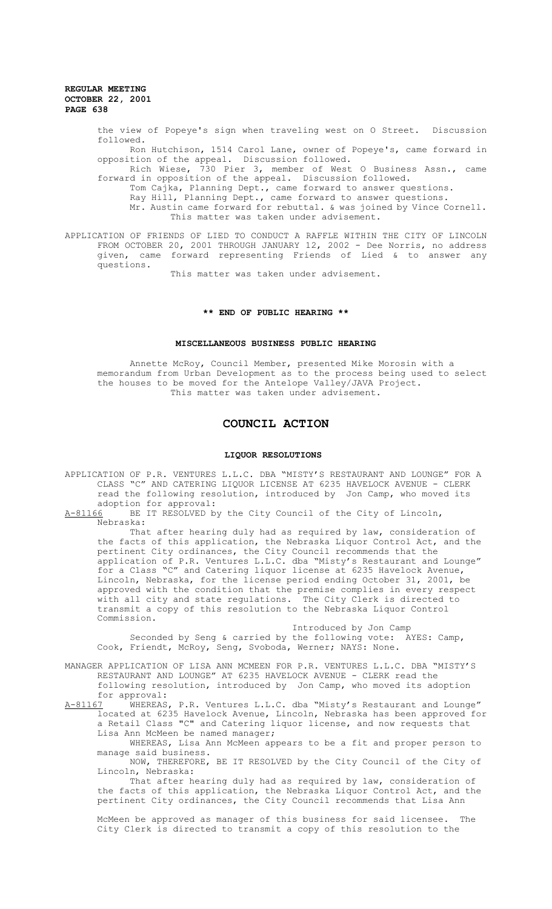the view of Popeye's sign when traveling west on O Street. Discussion followed.

Ron Hutchison, 1514 Carol Lane, owner of Popeye's, came forward in opposition of the appeal. Discussion followed.

Rich Wiese, 730 Pier 3, member of West O Business Assn., came forward in opposition of the appeal. Discussion followed.

Tom Cajka, Planning Dept., came forward to answer questions.

Ray Hill, Planning Dept., came forward to answer questions.

Mr. Austin came forward for rebuttal. & was joined by Vince Cornell.

This matter was taken under advisement.

APPLICATION OF FRIENDS OF LIED TO CONDUCT A RAFFLE WITHIN THE CITY OF LINCOLN FROM OCTOBER 20, 2001 THROUGH JANUARY 12, 2002 - Dee Norris, no address given, came forward representing Friends of Lied & to answer any questions.

This matter was taken under advisement.

**\*\* END OF PUBLIC HEARING \*\***

**MISCELLANEOUS BUSINESS PUBLIC HEARING**

Annette McRoy, Council Member, presented Mike Morosin with a memorandum from Urban Development as to the process being used to select the houses to be moved for the Antelope Valley/JAVA Project.

This matter was taken under advisement.

# COUNCIL ACTION

**LIQUOR RESOLUTIONS**

APPLICATION OF P.R. VENTURES L.L.C. DBA "MISTY'S RESTAURANT AND LOUNGE" FOR A CLASS "C" AND CATERING LIQUOR LICENSE AT 6235 HAVELOCK AVENUE - CLERK read the following resolution, introduced by Jon Camp, who moved its adoption for approval:

A-81166 BE IT RESOLVED by the City Council of the City of Lincoln, Nebraska:

That after hearing duly had as required by law, consideration of the facts of this application, the Nebraska Liquor Control Act, and the pertinent City ordinances, the City Council recommends that the application of P.R. Ventures L.L.C. dba "Misty's Restaurant and Lounge" for a Class "C" and Catering liquor license at 6235 Havelock Avenue, Lincoln, Nebraska, for the license period ending October 31, 2001, be approved with the condition that the premise complies in every respect with all city and state regulations. The City Clerk is directed to transmit a copy of this resolution to the Nebraska Liquor Control Commission.

Introduced by Jon Camp

Seconded by Seng & carried by the following vote: AYES: Camp, Cook, Friendt, McRoy, Seng, Svoboda, Werner; NAYS: None.

MANAGER APPLICATION OF LISA ANN MCMEEN FOR P.R. VENTURES L.L.C. DBA "MISTY'S RESTAURANT AND LOUNGE" AT 6235 HAVELOCK AVENUE - CLERK read the following resolution, introduced by Jon Camp, who moved its adoption for approval:

A-81167 WHEREAS, P.R. Ventures L.L.C. dba "Misty's Restaurant and Lounge" located at 6235 Havelock Avenue, Lincoln, Nebraska has been approved for a Retail Class "C" and Catering liquor license, and now requests that Lisa Ann McMeen be named manager;

WHEREAS, Lisa Ann McMeen appears to be a fit and proper person to manage said business.

NOW, THEREFORE, BE IT RESOLVED by the City Council of the City of Lincoln, Nebraska:

That after hearing duly had as required by law, consideration of the facts of this application, the Nebraska Liquor Control Act, and the pertinent City ordinances, the City Council recommends that Lisa Ann McMeen be approved as manager of this business for said licensee. The City Clerk is directed to transmit a copy of this resolution to the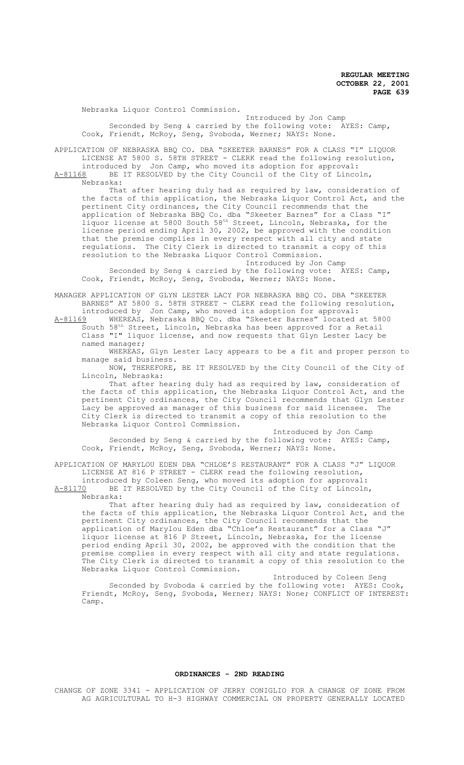Nebraska Liquor Control Commission.

Introduced by Jon Camp

Seconded by Seng & carried by the following vote: AYES: Camp, Cook, Friendt, McRoy, Seng, Svoboda, Werner; NAYS: None.

APPLICATION OF NEBRASKA BBQ CO. DBA "SKEETER BARNES" FOR A CLASS "I" LIQUOR LICENSE AT 5800 S. 58TH STREET - CLERK read the following resolution, introduced by Jon Camp, who moved its adoption for approval:

A-81168 BE IT RESOLVED by the City Council of the City of Lincoln, Nebraska:

That after hearing duly had as required by law, consideration of the facts of this application, the Nebraska Liquor Control Act, and the pertinent City ordinances, the City Council recommends that the application of Nebraska BBQ Co. dba "Skeeter Barnes" for a Class "I" liquor license at 5800 South 58th Street, Lincoln, Nebraska, for the license period ending April 30, 2002, be approved with the condition that the premise complies in every respect with all city and state regulations. The City Clerk is directed to transmit a copy of this resolution to the Nebraska Liquor Control Commission.

Introduced by Jon Camp

Seconded by Seng & carried by the following vote: AYES: Camp, Cook, Friendt, McRoy, Seng, Svoboda, Werner; NAYS: None.

MANAGER APPLICATION OF GLYN LESTER LACY FOR NEBRASKA BBQ CO. DBA "SKEETER BARNES" AT 5800 S. 58TH STREET - CLERK read the following resolution, introduced by Jon Camp, who moved its adoption for approval:

A-81169 WHEREAS, Nebraska BBQ Co. dba "Skeeter Barnes" located at 5800 South 58th Street, Lincoln, Nebraska has been approved for a Retail Class "I" liquor license, and now requests that Glyn Lester Lacy be named manager;

WHEREAS, Glyn Lester Lacy appears to be a fit and proper person to manage said business.

NOW, THEREFORE, BE IT RESOLVED by the City Council of the City of Lincoln, Nebraska:

That after hearing duly had as required by law, consideration of the facts of this application, the Nebraska Liquor Control Act, and the pertinent City ordinances, the City Council recommends that Glyn Lester Lacy be approved as manager of this business for said licensee. The City Clerk is directed to transmit a copy of this resolution to the Nebraska Liquor Control Commission.

Introduced by Jon Camp

Seconded by Seng & carried by the following vote: AYES: Camp, Cook, Friendt, McRoy, Seng, Svoboda, Werner; NAYS: None.

APPLICATION OF MARYLOU EDEN DBA "CHLOE'S RESTAURANT" FOR A CLASS "J" LIQUOR LICENSE AT 816 P STREET - CLERK read the following resolution, introduced by Coleen Seng, who moved its adoption for approval:

A-81170 BE IT RESOLVED by the City Council of the City of Lincoln, Nebraska:

That after hearing duly had as required by law, consideration of the facts of this application, the Nebraska Liquor Control Act, and the pertinent City ordinances, the City Council recommends that the application of Marylou Eden dba "Chloe's Restaurant" for a Class "J" liquor license at 816 P Street, Lincoln, Nebraska, for the license period ending April 30, 2002, be approved with the condition that the premise complies in every respect with all city and state regulations. The City Clerk is directed to transmit a copy of this resolution to the Nebraska Liquor Control Commission.

Introduced by Coleen Seng

Seconded by Svoboda & carried by the following vote: AYES: Cook, Friendt, McRoy, Seng, Svoboda, Werner; NAYS: None; CONFLICT OF INTEREST: Camp.

## ORDINANCES - 2ND READING

CHANGE OF ZONE 3341 - APPLICATION OF JERRY CONIGLIO FOR A CHANGE OF ZONE FROM AG AGRICULTURAL TO H-3 HIGHWAY COMMERCIAL ON PROPERTY GENERALLY LOCATED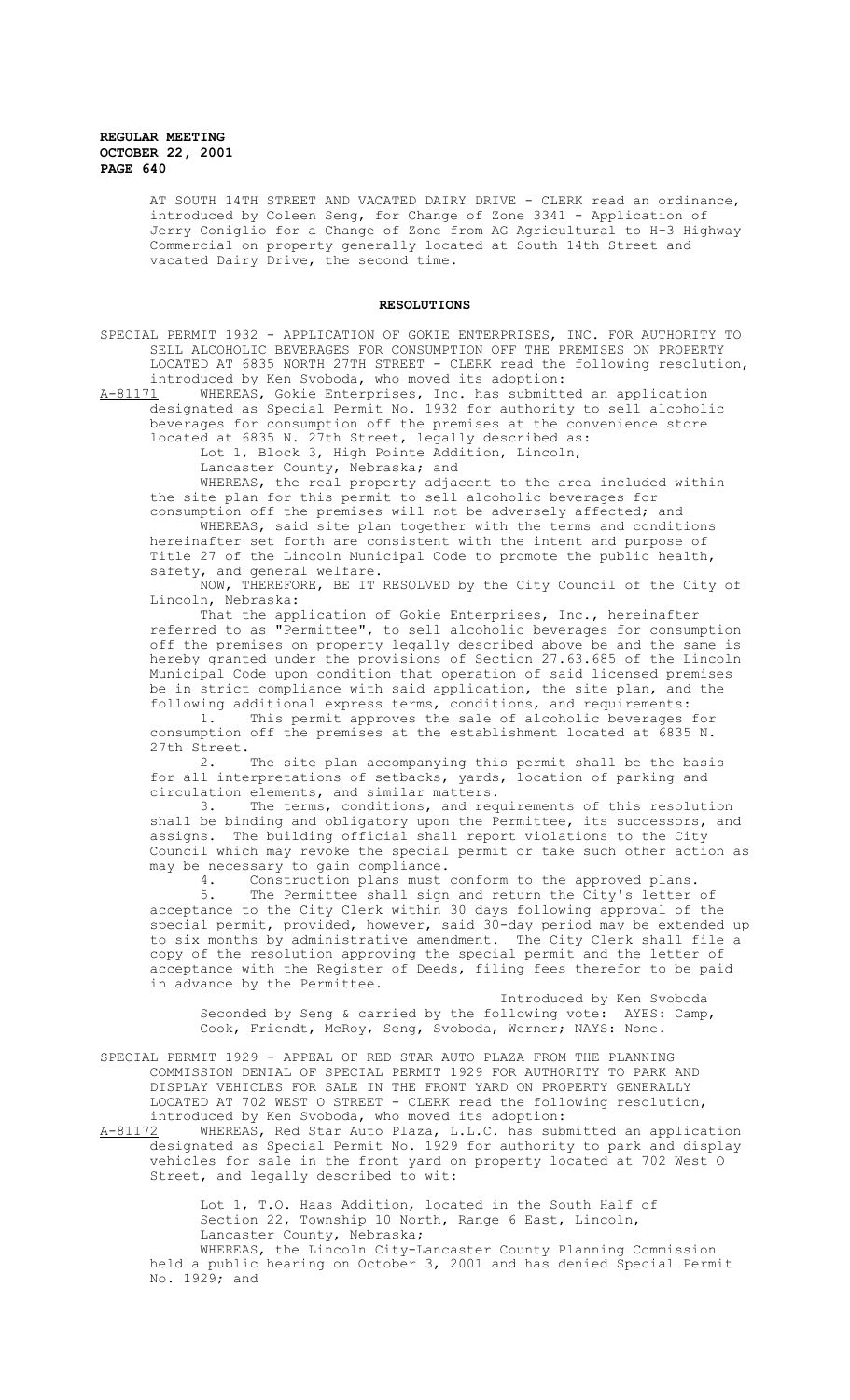AT SOUTH 14TH STREET AND VACATED DAIRY DRIVE - CLERK read an ordinance, introduced by Coleen Seng, for Change of Zone 3341 - Application of Jerry Coniglio for a Change of Zone from AG Agricultural to H-3 Highway Commercial on property generally located at South 14th Street and vacated Dairy Drive, the second time.

## RESOLUTIONS

SPECIAL PERMIT 1932 - APPLICATION OF GOKIE ENTERPRISES, INC. FOR AUTHORITY TO SELL ALCOHOLIC BEVERAGES FOR CONSUMPTION OFF THE PREMISES ON PROPERTY LOCATED AT 6835 NORTH 27TH STREET - CLERK read the following resolution, introduced by Ken Svoboda, who moved its adoption:

A-81171 WHEREAS, Gokie Enterprises, Inc. has submitted an application designated as Special Permit No. 1932 for authority to sell alcoholic beverages for consumption off the premises at the convenience store located at 6835 N. 27th Street, legally described as:

Lot 1, Block 3, High Pointe Addition, Lincoln, Lancaster County, Nebraska; and

WHEREAS, the real property adjacent to the area included within the site plan for this permit to sell alcoholic beverages for consumption off the premises will not be adversely affected; and

WHEREAS, said site plan together with the terms and conditions hereinafter set forth are consistent with the intent and purpose of Title 27 of the Lincoln Municipal Code to promote the public health, safety, and general welfare.

NOW, THEREFORE, BE IT RESOLVED by the City Council of the City of Lincoln, Nebraska:

That the application of Gokie Enterprises, Inc., hereinafter referred to as "Permittee", to sell alcoholic beverages for consumption off the premises on property legally described above be and the same is hereby granted under the provisions of Section 27.63.685 of the Lincoln Municipal Code upon condition that operation of said licensed premises be in strict compliance with said application, the site plan, and the following additional express terms, conditions, and requirements:

1. This permit approves the sale of alcoholic beverages for consumption off the premises at the establishment located at 6835 N. 27th Street.

2. The site plan accompanying this permit shall be the basis for all interpretations of setbacks, yards, location of parking and circulation elements, and similar matters.

3. The terms, conditions, and requirements of this resolution shall be binding and obligatory upon the Permittee, its successors, and assigns. The building official shall report violations to the City Council which may revoke the special permit or take such other action as may be necessary to gain compliance.

4. Construction plans must conform to the approved plans.

5. The Permittee shall sign and return the City's letter of acceptance to the City Clerk within 30 days following approval of the special permit, provided, however, said 30-day period may be extended up to six months by administrative amendment. The City Clerk shall file a copy of the resolution approving the special permit and the letter of acceptance with the Register of Deeds, filing fees therefor to be paid in advance by the Permittee.

Introduced by Ken Svoboda

Seconded by Seng & carried by the following vote: AYES: Camp, Cook, Friendt, McRoy, Seng, Svoboda, Werner; NAYS: None.

SPECIAL PERMIT 1929 - APPEAL OF RED STAR AUTO PLAZA FROM THE PLANNING COMMISSION DENIAL OF SPECIAL PERMIT 1929 FOR AUTHORITY TO PARK AND DISPLAY VEHICLES FOR SALE IN THE FRONT YARD ON PROPERTY GENERALLY LOCATED AT 702 WEST O STREET - CLERK read the following resolution, introduced by Ken Svoboda, who moved its adoption:

A-81172 WHEREAS, Red Star Auto Plaza, L.L.C. has submitted an application designated as Special Permit No. 1929 for authority to park and display vehicles for sale in the front yard on property located at 702 West O Street, and legally described to wit:

Lot 1, T.O. Haas Addition, located in the South Half of Section 22, Township 10 North, Range 6 East, Lincoln, Lancaster County, Nebraska;

WHEREAS, the Lincoln City-Lancaster County Planning Commission held a public hearing on October 3, 2001 and has denied Special Permit No. 1929; and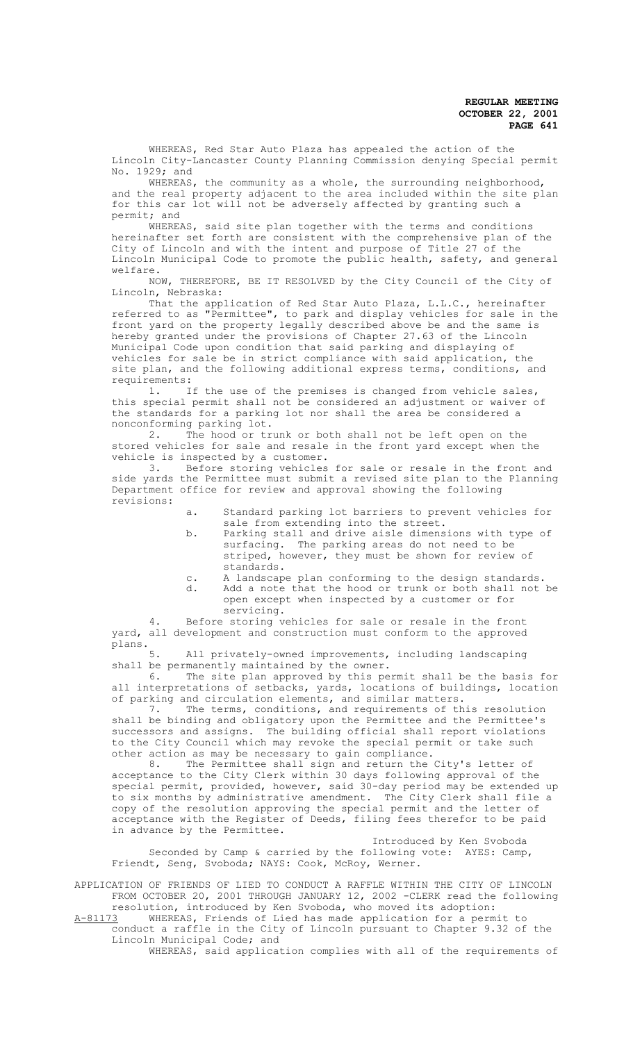WHEREAS, Red Star Auto Plaza has appealed the action of the Lincoln City-Lancaster County Planning Commission denying Special permit No. 1929; and

WHEREAS, the community as a whole, the surrounding neighborhood, and the real property adjacent to the area included within the site plan for this car lot will not be adversely affected by granting such a permit; and

WHEREAS, said site plan together with the terms and conditions hereinafter set forth are consistent with the comprehensive plan of the City of Lincoln and with the intent and purpose of Title 27 of the Lincoln Municipal Code to promote the public health, safety, and general welfare.

NOW, THEREFORE, BE IT RESOLVED by the City Council of the City of Lincoln, Nebraska:

That the application of Red Star Auto Plaza, L.L.C., hereinafter referred to as "Permittee", to park and display vehicles for sale in the front yard on the property legally described above be and the same is hereby granted under the provisions of Chapter 27.63 of the Lincoln Municipal Code upon condition that said parking and displaying of vehicles for sale be in strict compliance with said application, the site plan, and the following additional express terms, conditions, and requirements:

1. If the use of the premises is changed from vehicle sales, this special permit shall not be considered an adjustment or waiver of the standards for a parking lot nor shall the area be considered a nonconforming parking lot.

2. The hood or trunk or both shall not be left open on the stored vehicles for sale and resale in the front yard except when the vehicle is inspected by a customer.

3. Before storing vehicles for sale or resale in the front and side yards the Permittee must submit a revised site plan to the Planning Department office for review and approval showing the following revisions:

   a. Standard parking lot barriers to prevent vehicles for sale from extending into the street.
   b. Parking stall and drive aisle dimensions with type of surfacing. The parking areas do not need to be striped, however, they must be shown for review of standards.
   c. A landscape plan conforming to the design standards.
   d. Add a note that the hood or trunk or both shall not be open except when inspected by a customer or for servicing.

4. Before storing vehicles for sale or resale in the front yard, all development and construction must conform to the approved plans.

5. All privately-owned improvements, including landscaping shall be permanently maintained by the owner.

6. The site plan approved by this permit shall be the basis for all interpretations of setbacks, yards, locations of buildings, location of parking and circulation elements, and similar matters.

7. The terms, conditions, and requirements of this resolution shall be binding and obligatory upon the Permittee and the Permittee's successors and assigns. The building official shall report violations to the City Council which may revoke the special permit or take such other action as may be necessary to gain compliance.

8. The Permittee shall sign and return the City's letter of acceptance to the City Clerk within 30 days following approval of the special permit, provided, however, said 30-day period may be extended up to six months by administrative amendment. The City Clerk shall file a copy of the resolution approving the special permit and the letter of acceptance with the Register of Deeds, filing fees therefor to be paid in advance by the Permittee.

Introduced by Ken Svoboda

Seconded by Camp & carried by the following vote: AYES: Camp, Friendt, Seng, Svoboda; NAYS: Cook, McRoy, Werner.

APPLICATION OF FRIENDS OF LIED TO CONDUCT A RAFFLE WITHIN THE CITY OF LINCOLN FROM OCTOBER 20, 2001 THROUGH JANUARY 12, 2002 -CLERK read the following resolution, introduced by Ken Svoboda, who moved its adoption:

A-81173 WHEREAS, Friends of Lied has made application for a permit to conduct a raffle in the City of Lincoln pursuant to Chapter 9.32 of the Lincoln Municipal Code; and

WHEREAS, said application complies with all of the requirements of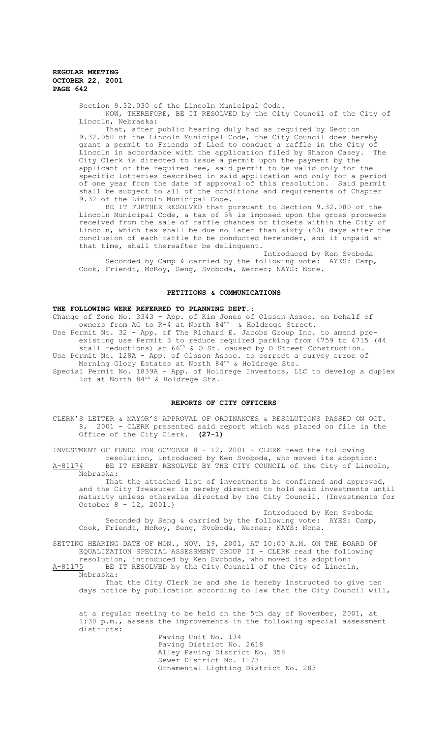Section 9.32.030 of the Lincoln Municipal Code.

NOW, THEREFORE, BE IT RESOLVED by the City Council of the City of Lincoln, Nebraska:

That, after public hearing duly had as required by Section 9.32.050 of the Lincoln Municipal Code, the City Council does hereby grant a permit to Friends of Lied to conduct a raffle in the City of Lincoln in accordance with the application filed by Sharon Casey. The City Clerk is directed to issue a permit upon the payment by the applicant of the required fee, said permit to be valid only for the specific lotteries described in said application and only for a period of one year from the date of approval of this resolution. Said permit shall be subject to all of the conditions and requirements of Chapter 9.32 of the Lincoln Municipal Code.

BE IT FURTHER RESOLVED that pursuant to Section 9.32.080 of the Lincoln Municipal Code, a tax of 5% is imposed upon the gross proceeds received from the sale of raffle chances or tickets within the City of Lincoln, which tax shall be due no later than sixty (60) days after the conclusion of each raffle to be conducted hereunder, and if unpaid at that time, shall thereafter be delinquent.

Introduced by Ken Svoboda

Seconded by Camp & carried by the following vote: AYES: Camp, Cook, Friendt, McRoy, Seng, Svoboda, Werner; NAYS: None.

## PETITIONS & COMMUNICATIONS

**THE FOLLOWING WERE REFERRED TO PLANNING DEPT.:**

Change of Zone No. 3343 - App. of Kim Jones of Olsson Assoc. on behalf of owners from AG to R-4 at North 84th & Holdrege Street.

Use Permit No. 32 - App. of The Richard E. Jacobs Group Inc. to amend pre-existing use Permit 3 to reduce required parking from 4759 to 4715 (44 stall reductions) at 66th & O St. caused by O Street Construction.

Use Permit No. 128A - App. of Olsson Assoc. to correct a survey error of Morning Glory Estates at North 84th & Holdrege Sts.

Special Permit No. 1839A - App. of Holdrege Investors, LLC to develop a duplex lot at North 84th & Holdrege Sts.

## REPORTS OF CITY OFFICERS

CLERK'S LETTER & MAYOR'S APPROVAL OF ORDINANCES & RESOLUTIONS PASSED ON OCT. 8, 2001 - CLERK presented said report which was placed on file in the Office of the City Clerk. **(27-1)**

INVESTMENT OF FUNDS FOR OCTOBER 8 - 12, 2001 - CLERK read the following resolution, introduced by Ken Svoboda, who moved its adoption:

A-81174 BE IT HEREBY RESOLVED BY THE CITY COUNCIL of the City of Lincoln, Nebraska:

That the attached list of investments be confirmed and approved, and the City Treasurer is hereby directed to hold said investments until maturity unless otherwise directed by the City Council. (Investments for October 8 - 12, 2001.)

Introduced by Ken Svoboda

Seconded by Seng & carried by the following vote: AYES: Camp, Cook, Friendt, McRoy, Seng, Svoboda, Werner; NAYS: None.

SETTING HEARING DATE OF MON., NOV. 19, 2001, AT 10:00 A.M. ON THE BOARD OF EQUALIZATION SPECIAL ASSESSMENT GROUP II - CLERK read the following resolution, introduced by Ken Svoboda, who moved its adoption:

A-81175 BE IT RESOLVED by the City Council of the City of Lincoln, Nebraska:

That the City Clerk be and she is hereby instructed to give ten days notice by publication according to law that the City Council will, at a regular meeting to be held on the 5th day of November, 2001, at 1:30 p.m., assess the improvements in the following special assessment districts:

Paving Unit No. 134
Paving District No. 2618
Alley Paving District No. 358
Sewer District No. 1173
Ornamental Lighting District No. 283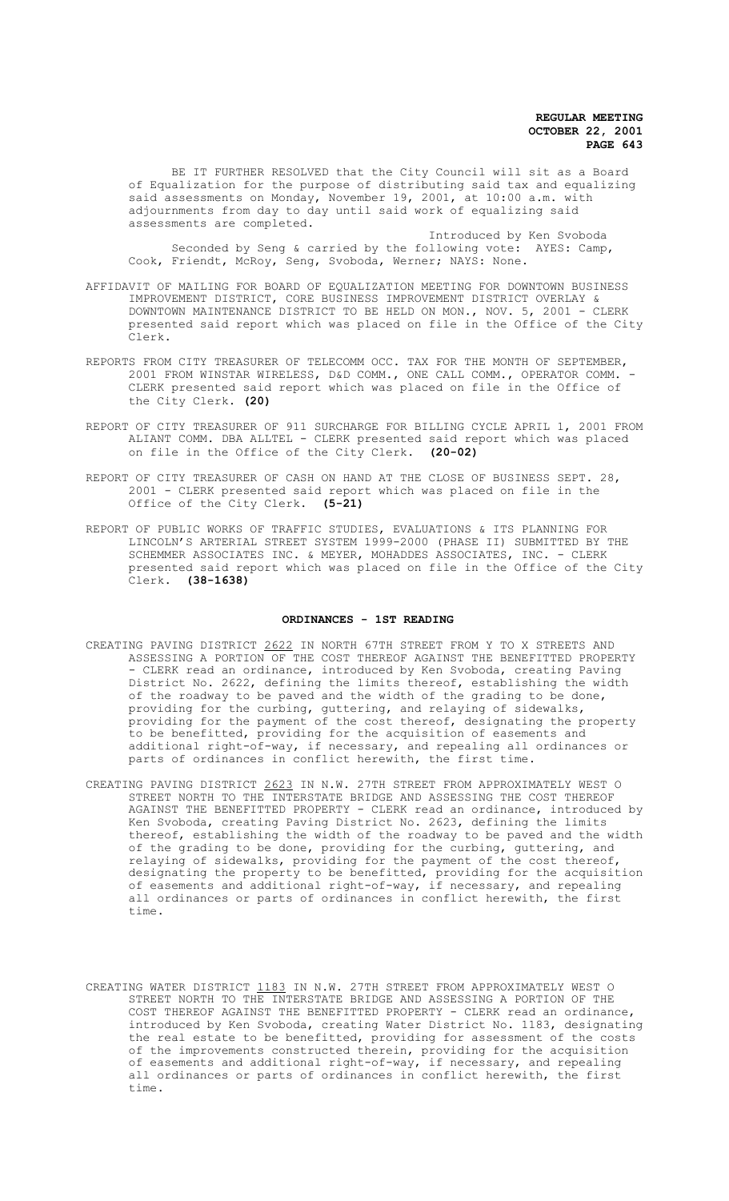BE IT FURTHER RESOLVED that the City Council will sit as a Board of Equalization for the purpose of distributing said tax and equalizing said assessments on Monday, November 19, 2001, at 10:00 a.m. with adjournments from day to day until said work of equalizing said assessments are completed.

Introduced by Ken Svoboda

Seconded by Seng & carried by the following vote: AYES: Camp, Cook, Friendt, McRoy, Seng, Svoboda, Werner; NAYS: None.

AFFIDAVIT OF MAILING FOR BOARD OF EQUALIZATION MEETING FOR DOWNTOWN BUSINESS IMPROVEMENT DISTRICT, CORE BUSINESS IMPROVEMENT DISTRICT OVERLAY & DOWNTOWN MAINTENANCE DISTRICT TO BE HELD ON MON., NOV. 5, 2001 - CLERK presented said report which was placed on file in the Office of the City Clerk.

REPORTS FROM CITY TREASURER OF TELECOMM OCC. TAX FOR THE MONTH OF SEPTEMBER, 2001 FROM WINSTAR WIRELESS, D&D COMM., ONE CALL COMM., OPERATOR COMM. - CLERK presented said report which was placed on file in the Office of the City Clerk. **(20)**

REPORT OF CITY TREASURER OF 911 SURCHARGE FOR BILLING CYCLE APRIL 1, 2001 FROM ALIANT COMM. DBA ALLTEL - CLERK presented said report which was placed on file in the Office of the City Clerk. **(20-02)**

REPORT OF CITY TREASURER OF CASH ON HAND AT THE CLOSE OF BUSINESS SEPT. 28, 2001 - CLERK presented said report which was placed on file in the Office of the City Clerk. **(5-21)**

REPORT OF PUBLIC WORKS OF TRAFFIC STUDIES, EVALUATIONS & ITS PLANNING FOR LINCOLN'S ARTERIAL STREET SYSTEM 1999-2000 (PHASE II) SUBMITTED BY THE SCHEMMER ASSOCIATES INC. & MEYER, MOHADDES ASSOCIATES, INC. - CLERK presented said report which was placed on file in the Office of the City Clerk. **(38-1638)**

## ORDINANCES - 1ST READING

CREATING PAVING DISTRICT 2622 IN NORTH 67TH STREET FROM Y TO X STREETS AND ASSESSING A PORTION OF THE COST THEREOF AGAINST THE BENEFITTED PROPERTY - CLERK read an ordinance, introduced by Ken Svoboda, creating Paving District No. 2622, defining the limits thereof, establishing the width of the roadway to be paved and the width of the grading to be done, providing for the curbing, guttering, and relaying of sidewalks, providing for the payment of the cost thereof, designating the property to be benefitted, providing for the acquisition of easements and additional right-of-way, if necessary, and repealing all ordinances or parts of ordinances in conflict herewith, the first time.

CREATING PAVING DISTRICT 2623 IN N.W. 27TH STREET FROM APPROXIMATELY WEST O STREET NORTH TO THE INTERSTATE BRIDGE AND ASSESSING THE COST THEREOF AGAINST THE BENEFITTED PROPERTY - CLERK read an ordinance, introduced by Ken Svoboda, creating Paving District No. 2623, defining the limits thereof, establishing the width of the roadway to be paved and the width of the grading to be done, providing for the curbing, guttering, and relaying of sidewalks, providing for the payment of the cost thereof, designating the property to be benefitted, providing for the acquisition of easements and additional right-of-way, if necessary, and repealing all ordinances or parts of ordinances in conflict herewith, the first time.

CREATING WATER DISTRICT 1183 IN N.W. 27TH STREET FROM APPROXIMATELY WEST O STREET NORTH TO THE INTERSTATE BRIDGE AND ASSESSING A PORTION OF THE COST THEREOF AGAINST THE BENEFITTED PROPERTY - CLERK read an ordinance, introduced by Ken Svoboda, creating Water District No. 1183, designating the real estate to be benefitted, providing for assessment of the costs of the improvements constructed therein, providing for the acquisition of easements and additional right-of-way, if necessary, and repealing all ordinances or parts of ordinances in conflict herewith, the first time.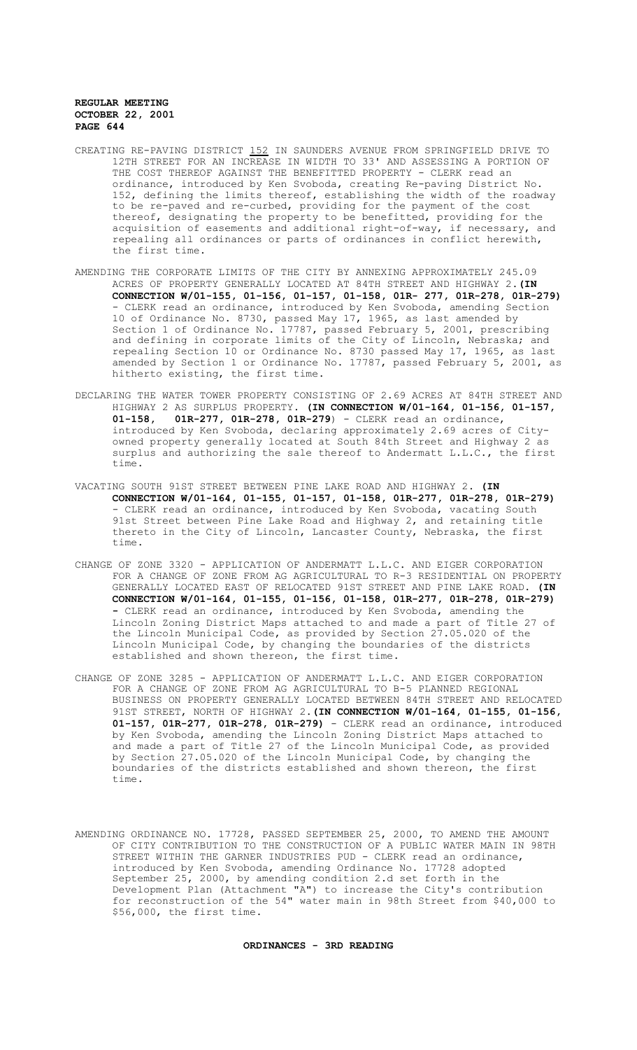CREATING RE-PAVING DISTRICT 152 IN SAUNDERS AVENUE FROM SPRINGFIELD DRIVE TO 12TH STREET FOR AN INCREASE IN WIDTH TO 33' AND ASSESSING A PORTION OF THE COST THEREOF AGAINST THE BENEFITTED PROPERTY - CLERK read an ordinance, introduced by Ken Svoboda, creating Re-paving District No. 152, defining the limits thereof, establishing the width of the roadway to be re-paved and re-curbed, providing for the payment of the cost thereof, designating the property to be benefitted, providing for the acquisition of easements and additional right-of-way, if necessary, and repealing all ordinances or parts of ordinances in conflict herewith, the first time.

AMENDING THE CORPORATE LIMITS OF THE CITY BY ANNEXING APPROXIMATELY 245.09 ACRES OF PROPERTY GENERALLY LOCATED AT 84TH STREET AND HIGHWAY 2.**(IN CONNECTION W/01-155, 01-156, 01-157, 01-158, 01R- 277, 01R-278, 01R-279)** - CLERK read an ordinance, introduced by Ken Svoboda, amending Section 10 of Ordinance No. 8730, passed May 17, 1965, as last amended by Section 1 of Ordinance No. 17787, passed February 5, 2001, prescribing and defining in corporate limits of the City of Lincoln, Nebraska; and repealing Section 10 or Ordinance No. 8730 passed May 17, 1965, as last amended by Section 1 or Ordinance No. 17787, passed February 5, 2001, as hitherto existing, the first time.

DECLARING THE WATER TOWER PROPERTY CONSISTING OF 2.69 ACRES AT 84TH STREET AND HIGHWAY 2 AS SURPLUS PROPERTY. **(IN CONNECTION W/01-164, 01-156, 01-157, 01-158, 01R-277, 01R-278, 01R-279)** - CLERK read an ordinance, introduced by Ken Svoboda, declaring approximately 2.69 acres of City-owned property generally located at South 84th Street and Highway 2 as surplus and authorizing the sale thereof to Andermatt L.L.C., the first time.

VACATING SOUTH 91ST STREET BETWEEN PINE LAKE ROAD AND HIGHWAY 2. **(IN CONNECTION W/01-164, 01-155, 01-157, 01-158, 01R-277, 01R-278, 01R-279)** - CLERK read an ordinance, introduced by Ken Svoboda, vacating South 91st Street between Pine Lake Road and Highway 2, and retaining title thereto in the City of Lincoln, Lancaster County, Nebraska, the first time.

CHANGE OF ZONE 3320 - APPLICATION OF ANDERMATT L.L.C. AND EIGER CORPORATION FOR A CHANGE OF ZONE FROM AG AGRICULTURAL TO R-3 RESIDENTIAL ON PROPERTY GENERALLY LOCATED EAST OF RELOCATED 91ST STREET AND PINE LAKE ROAD. **(IN CONNECTION W/01-164, 01-155, 01-156, 01-158, 01R-277, 01R-278, 01R-279)** - CLERK read an ordinance, introduced by Ken Svoboda, amending the Lincoln Zoning District Maps attached to and made a part of Title 27 of the Lincoln Municipal Code, as provided by Section 27.05.020 of the Lincoln Municipal Code, by changing the boundaries of the districts established and shown thereon, the first time.

CHANGE OF ZONE 3285 - APPLICATION OF ANDERMATT L.L.C. AND EIGER CORPORATION FOR A CHANGE OF ZONE FROM AG AGRICULTURAL TO B-5 PLANNED REGIONAL BUSINESS ON PROPERTY GENERALLY LOCATED BETWEEN 84TH STREET AND RELOCATED 91ST STREET, NORTH OF HIGHWAY 2.**(IN CONNECTION W/01-164, 01-155, 01-156, 01-157, 01R-277, 01R-278, 01R-279)** - CLERK read an ordinance, introduced by Ken Svoboda, amending the Lincoln Zoning District Maps attached to and made a part of Title 27 of the Lincoln Municipal Code, as provided by Section 27.05.020 of the Lincoln Municipal Code, by changing the boundaries of the districts established and shown thereon, the first time.

AMENDING ORDINANCE NO. 17728, PASSED SEPTEMBER 25, 2000, TO AMEND THE AMOUNT OF CITY CONTRIBUTION TO THE CONSTRUCTION OF A PUBLIC WATER MAIN IN 98TH STREET WITHIN THE GARNER INDUSTRIES PUD - CLERK read an ordinance, introduced by Ken Svoboda, amending Ordinance No. 17728 adopted September 25, 2000, by amending condition 2.d set forth in the Development Plan (Attachment "A") to increase the City's contribution for reconstruction of the 54" water main in 98th Street from $40,000 to $56,000, the first time.

## ORDINANCES - 3RD READING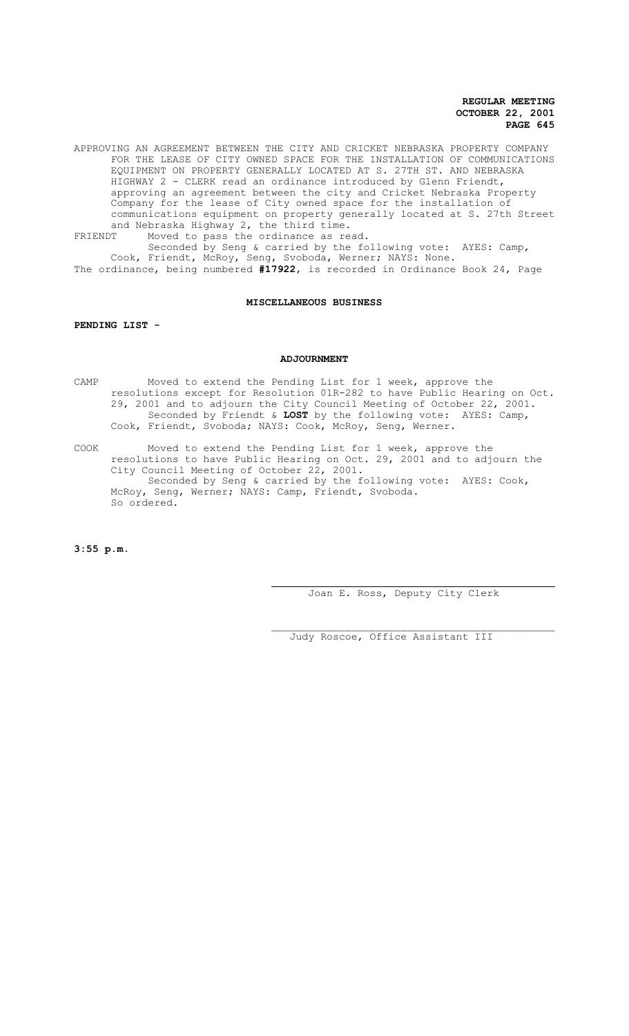APPROVING AN AGREEMENT BETWEEN THE CITY AND CRICKET NEBRASKA PROPERTY COMPANY FOR THE LEASE OF CITY OWNED SPACE FOR THE INSTALLATION OF COMMUNICATIONS EQUIPMENT ON PROPERTY GENERALLY LOCATED AT S. 27TH ST. AND NEBRASKA HIGHWAY 2 - CLERK read an ordinance introduced by Glenn Friendt, approving an agreement between the city and Cricket Nebraska Property Company for the lease of City owned space for the installation of communications equipment on property generally located at S. 27th Street and Nebraska Highway 2, the third time.

FRIENDT Moved to pass the ordinance as read.

Seconded by Seng & carried by the following vote: AYES: Camp, Cook, Friendt, McRoy, Seng, Svoboda, Werner; NAYS: None.

The ordinance, being numbered **#17922**, is recorded in Ordinance Book 24, Page

## MISCELLANEOUS BUSINESS

**PENDING LIST -**

## ADJOURNMENT

CAMP Moved to extend the Pending List for 1 week, approve the resolutions except for Resolution 01R-282 to have Public Hearing on Oct. 29, 2001 and to adjourn the City Council Meeting of October 22, 2001.

Seconded by Friendt & **LOST** by the following vote: AYES: Camp, Cook, Friendt, Svoboda; NAYS: Cook, McRoy, Seng, Werner.

COOK Moved to extend the Pending List for 1 week, approve the resolutions to have Public Hearing on Oct. 29, 2001 and to adjourn the City Council Meeting of October 22, 2001.

Seconded by Seng & carried by the following vote: AYES: Cook, McRoy, Seng, Werner; NAYS: Camp, Friendt, Svoboda.

So ordered.

**3:55 p.m.**

Joan E. Ross, Deputy City Clerk

Judy Roscoe, Office Assistant III